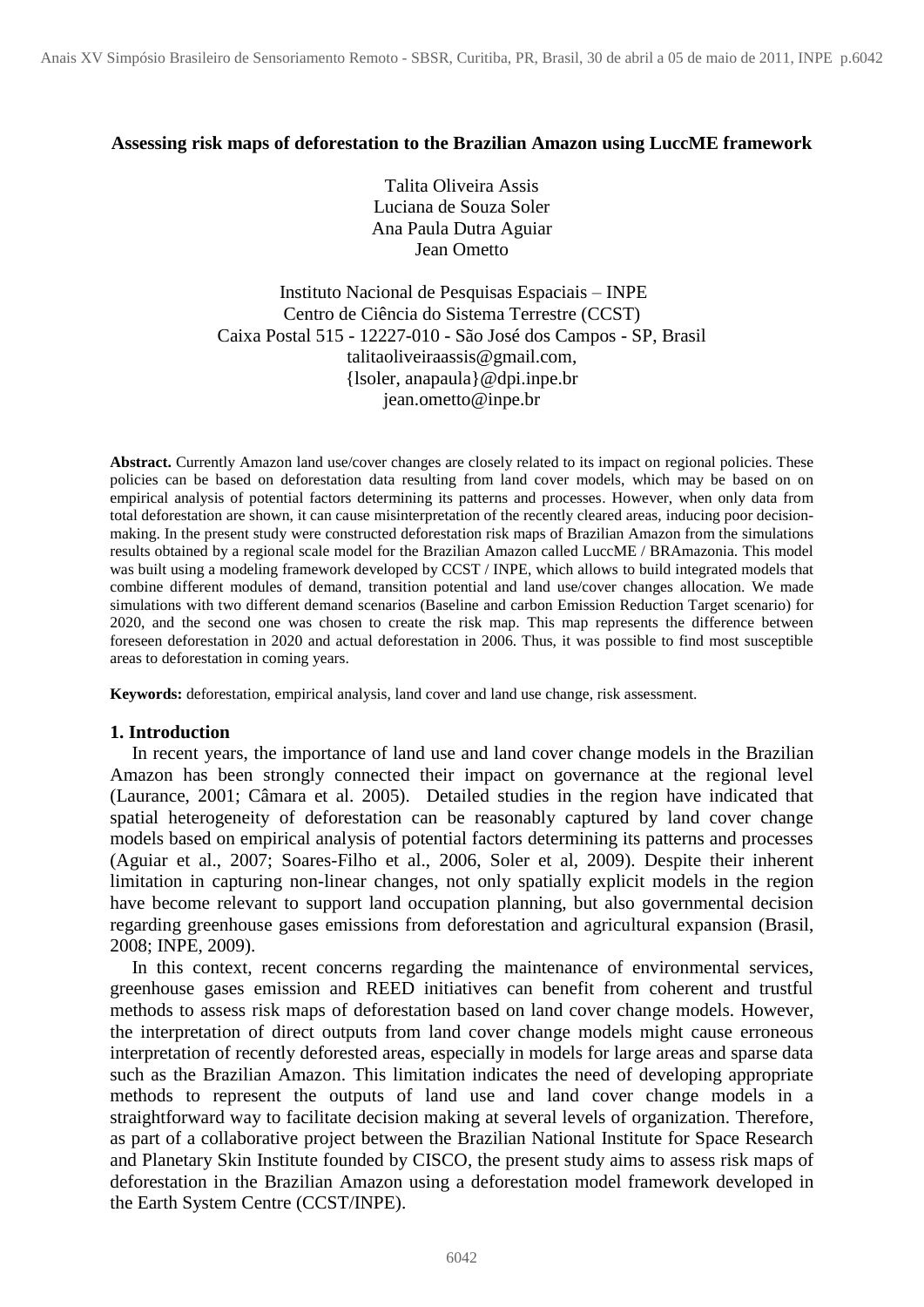# Assessing risk maps of deforestation to the Brazilian Amazon using LuccME framework

Talita Oliveira Assis
Luciana de Souza Soler
Ana Paula Dutra Aguiar
Jean Ometto

Instituto Nacional de Pesquisas Espaciais – INPE
Centro de Ciência do Sistema Terrestre (CCST)
Caixa Postal 515 - 12227-010 - São José dos Campos - SP, Brasil
talitaoliveiraassis@gmail.com,
{lsoler, anapaula}@dpi.inpe.br
jean.ometto@inpe.br

**Abstract.** Currently Amazon land use/cover changes are closely related to its impact on regional policies. These policies can be based on deforestation data resulting from land cover models, which may be based on on empirical analysis of potential factors determining its patterns and processes. However, when only data from total deforestation are shown, it can cause misinterpretation of the recently cleared areas, inducing poor decision-making. In the present study were constructed deforestation risk maps of Brazilian Amazon from the simulations results obtained by a regional scale model for the Brazilian Amazon called LuccME / BRAmazonia. This model was built using a modeling framework developed by CCST / INPE, which allows to build integrated models that combine different modules of demand, transition potential and land use/cover changes allocation. We made simulations with two different demand scenarios (Baseline and carbon Emission Reduction Target scenario) for 2020, and the second one was chosen to create the risk map. This map represents the difference between foreseen deforestation in 2020 and actual deforestation in 2006. Thus, it was possible to find most susceptible areas to deforestation in coming years.

**Keywords:** deforestation, empirical analysis, land cover and land use change, risk assessment.

## 1. Introduction

In recent years, the importance of land use and land cover change models in the Brazilian Amazon has been strongly connected their impact on governance at the regional level (Laurance, 2001; Câmara et al. 2005). Detailed studies in the region have indicated that spatial heterogeneity of deforestation can be reasonably captured by land cover change models based on empirical analysis of potential factors determining its patterns and processes (Aguiar et al., 2007; Soares-Filho et al., 2006, Soler et al, 2009). Despite their inherent limitation in capturing non-linear changes, not only spatially explicit models in the region have become relevant to support land occupation planning, but also governmental decision regarding greenhouse gases emissions from deforestation and agricultural expansion (Brasil, 2008; INPE, 2009).

In this context, recent concerns regarding the maintenance of environmental services, greenhouse gases emission and REED initiatives can benefit from coherent and trustful methods to assess risk maps of deforestation based on land cover change models. However, the interpretation of direct outputs from land cover change models might cause erroneous interpretation of recently deforested areas, especially in models for large areas and sparse data such as the Brazilian Amazon. This limitation indicates the need of developing appropriate methods to represent the outputs of land use and land cover change models in a straightforward way to facilitate decision making at several levels of organization. Therefore, as part of a collaborative project between the Brazilian National Institute for Space Research and Planetary Skin Institute founded by CISCO, the present study aims to assess risk maps of deforestation in the Brazilian Amazon using a deforestation model framework developed in the Earth System Centre (CCST/INPE).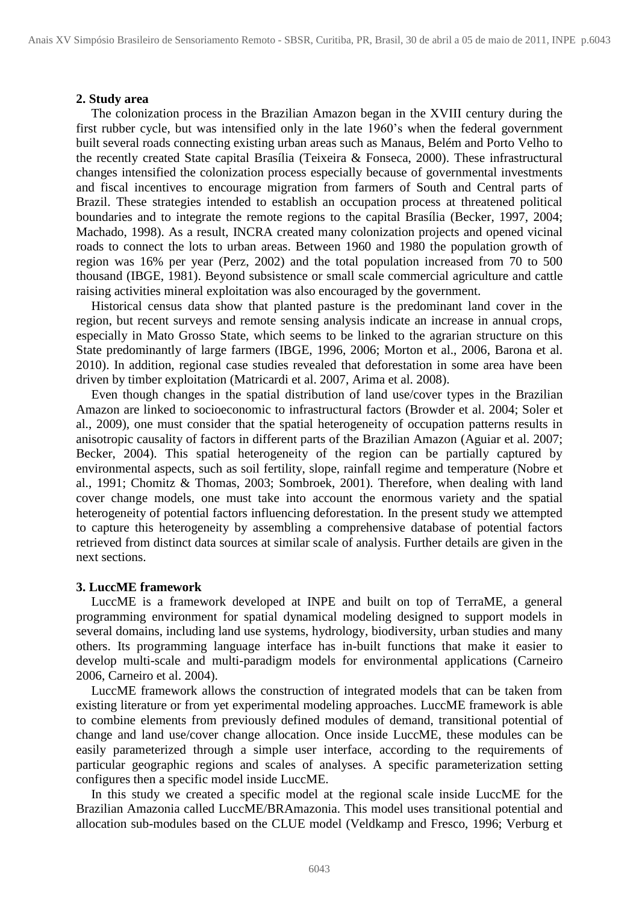## 2. Study area

The colonization process in the Brazilian Amazon began in the XVIII century during the first rubber cycle, but was intensified only in the late 1960's when the federal government built several roads connecting existing urban areas such as Manaus, Belém and Porto Velho to the recently created State capital Brasília (Teixeira & Fonseca, 2000). These infrastructural changes intensified the colonization process especially because of governmental investments and fiscal incentives to encourage migration from farmers of South and Central parts of Brazil. These strategies intended to establish an occupation process at threatened political boundaries and to integrate the remote regions to the capital Brasília (Becker, 1997, 2004; Machado, 1998). As a result, INCRA created many colonization projects and opened vicinal roads to connect the lots to urban areas. Between 1960 and 1980 the population growth of region was 16% per year (Perz, 2002) and the total population increased from 70 to 500 thousand (IBGE, 1981). Beyond subsistence or small scale commercial agriculture and cattle raising activities mineral exploitation was also encouraged by the government.

Historical census data show that planted pasture is the predominant land cover in the region, but recent surveys and remote sensing analysis indicate an increase in annual crops, especially in Mato Grosso State, which seems to be linked to the agrarian structure on this State predominantly of large farmers (IBGE, 1996, 2006; Morton et al., 2006, Barona et al. 2010). In addition, regional case studies revealed that deforestation in some area have been driven by timber exploitation (Matricardi et al. 2007, Arima et al. 2008).

Even though changes in the spatial distribution of land use/cover types in the Brazilian Amazon are linked to socioeconomic to infrastructural factors (Browder et al. 2004; Soler et al., 2009), one must consider that the spatial heterogeneity of occupation patterns results in anisotropic causality of factors in different parts of the Brazilian Amazon (Aguiar et al. 2007; Becker, 2004). This spatial heterogeneity of the region can be partially captured by environmental aspects, such as soil fertility, slope, rainfall regime and temperature (Nobre et al., 1991; Chomitz & Thomas, 2003; Sombroek, 2001). Therefore, when dealing with land cover change models, one must take into account the enormous variety and the spatial heterogeneity of potential factors influencing deforestation. In the present study we attempted to capture this heterogeneity by assembling a comprehensive database of potential factors retrieved from distinct data sources at similar scale of analysis. Further details are given in the next sections.

## 3. LuccME framework

LuccME is a framework developed at INPE and built on top of TerraME, a general programming environment for spatial dynamical modeling designed to support models in several domains, including land use systems, hydrology, biodiversity, urban studies and many others. Its programming language interface has in-built functions that make it easier to develop multi-scale and multi-paradigm models for environmental applications (Carneiro 2006, Carneiro et al. 2004).

LuccME framework allows the construction of integrated models that can be taken from existing literature or from yet experimental modeling approaches. LuccME framework is able to combine elements from previously defined modules of demand, transitional potential of change and land use/cover change allocation. Once inside LuccME, these modules can be easily parameterized through a simple user interface, according to the requirements of particular geographic regions and scales of analyses. A specific parameterization setting configures then a specific model inside LuccME.

In this study we created a specific model at the regional scale inside LuccME for the Brazilian Amazonia called LuccME/BRAmazonia. This model uses transitional potential and allocation sub-modules based on the CLUE model (Veldkamp and Fresco, 1996; Verburg et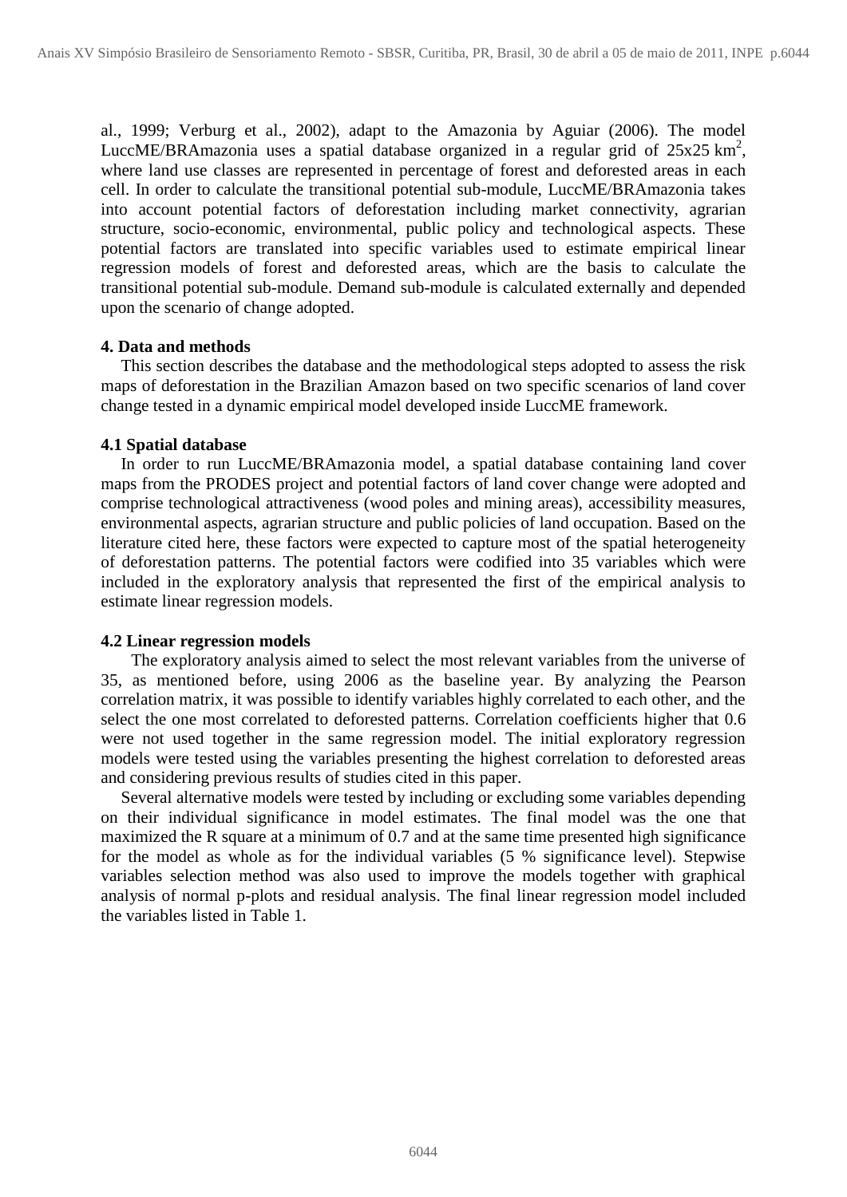al., 1999; Verburg et al., 2002), adapt to the Amazonia by Aguiar (2006). The model LuccME/BRAmazonia uses a spatial database organized in a regular grid of 25x25 $km^2$, where land use classes are represented in percentage of forest and deforested areas in each cell. In order to calculate the transitional potential sub-module, LuccME/BRAmazonia takes into account potential factors of deforestation including market connectivity, agrarian structure, socio-economic, environmental, public policy and technological aspects. These potential factors are translated into specific variables used to estimate empirical linear regression models of forest and deforested areas, which are the basis to calculate the transitional potential sub-module. Demand sub-module is calculated externally and depended upon the scenario of change adopted.

## 4. Data and methods

This section describes the database and the methodological steps adopted to assess the risk maps of deforestation in the Brazilian Amazon based on two specific scenarios of land cover change tested in a dynamic empirical model developed inside LuccME framework.

### 4.1 Spatial database

In order to run LuccME/BRAmazonia model, a spatial database containing land cover maps from the PRODES project and potential factors of land cover change were adopted and comprise technological attractiveness (wood poles and mining areas), accessibility measures, environmental aspects, agrarian structure and public policies of land occupation. Based on the literature cited here, these factors were expected to capture most of the spatial heterogeneity of deforestation patterns. The potential factors were codified into 35 variables which were included in the exploratory analysis that represented the first of the empirical analysis to estimate linear regression models.

### 4.2 Linear regression models

The exploratory analysis aimed to select the most relevant variables from the universe of 35, as mentioned before, using 2006 as the baseline year. By analyzing the Pearson correlation matrix, it was possible to identify variables highly correlated to each other, and the select the one most correlated to deforested patterns. Correlation coefficients higher that 0.6 were not used together in the same regression model. The initial exploratory regression models were tested using the variables presenting the highest correlation to deforested areas and considering previous results of studies cited in this paper.

Several alternative models were tested by including or excluding some variables depending on their individual significance in model estimates. The final model was the one that maximized the R square at a minimum of 0.7 and at the same time presented high significance for the model as whole as for the individual variables (5 % significance level). Stepwise variables selection method was also used to improve the models together with graphical analysis of normal p-plots and residual analysis. The final linear regression model included the variables listed in Table 1.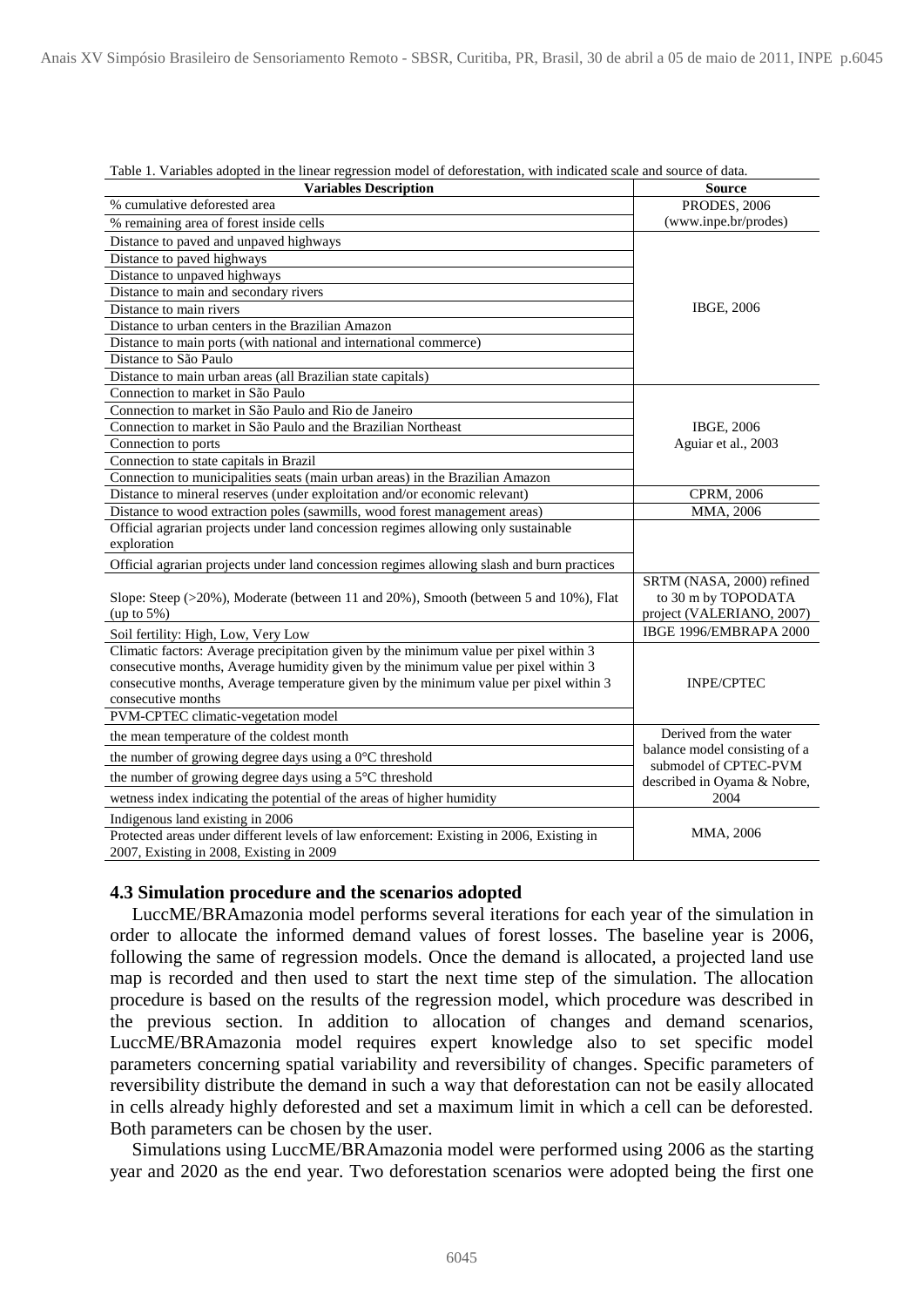Table 1. Variables adopted in the linear regression model of deforestation, with indicated scale and source of data.

| Variables Description | Source |
|---|---|
| % cumulative deforested area | PRODES, 2006 (www.inpe.br/prodes) |
| % remaining area of forest inside cells | |
| Distance to paved and unpaved highways | IBGE, 2006 |
| Distance to paved highways | |
| Distance to unpaved highways | |
| Distance to main and secondary rivers | |
| Distance to main rivers | |
| Distance to urban centers in the Brazilian Amazon | |
| Distance to main ports (with national and international commerce) | |
| Distance to São Paulo | |
| Distance to main urban areas (all Brazilian state capitals) | |
| Connection to market in São Paulo | IBGE, 2006 Aguiar et al., 2003 |
| Connection to market in São Paulo and Rio de Janeiro | |
| Connection to market in São Paulo and the Brazilian Northeast | |
| Connection to ports | |
| Connection to state capitals in Brazil | |
| Connection to municipalities seats (main urban areas) in the Brazilian Amazon | |
| Distance to mineral reserves (under exploitation and/or economic relevant) | CPRM, 2006 |
| Distance to wood extraction poles (sawmills, wood forest management areas) | MMA, 2006 |
| Official agrarian projects under land concession regimes allowing only sustainable exploration | |
| Official agrarian projects under land concession regimes allowing slash and burn practices | |
| Slope: Steep (>20%), Moderate (between 11 and 20%), Smooth (between 5 and 10%), Flat (up to 5%) | SRTM (NASA, 2000) refined to 30 m by TOPODATA project (VALERIANO, 2007) |
| Soil fertility: High, Low, Very Low | IBGE 1996/EMBRAPA 2000 |
| Climatic factors: Average precipitation given by the minimum value per pixel within 3 consecutive months, Average humidity given by the minimum value per pixel within 3 consecutive months, Average temperature given by the minimum value per pixel within 3 consecutive months | INPE/CPTEC |
| PVM-CPTEC climatic-vegetation model | |
| the mean temperature of the coldest month | Derived from the water balance model consisting of a submodel of CPTEC-PVM described in Oyama & Nobre, 2004 |
| the number of growing degree days using a 0°C threshold | |
| the number of growing degree days using a 5°C threshold | |
| wetness index indicating the potential of the areas of higher humidity | |
| Indigenous land existing in 2006 | MMA, 2006 |
| Protected areas under different levels of law enforcement: Existing in 2006, Existing in 2007, Existing in 2008, Existing in 2009 | |

### 4.3 Simulation procedure and the scenarios adopted

LuccME/BRAmazonia model performs several iterations for each year of the simulation in order to allocate the informed demand values of forest losses. The baseline year is 2006, following the same of regression models. Once the demand is allocated, a projected land use map is recorded and then used to start the next time step of the simulation. The allocation procedure is based on the results of the regression model, which procedure was described in the previous section. In addition to allocation of changes and demand scenarios, LuccME/BRAmazonia model requires expert knowledge also to set specific model parameters concerning spatial variability and reversibility of changes. Specific parameters of reversibility distribute the demand in such a way that deforestation can not be easily allocated in cells already highly deforested and set a maximum limit in which a cell can be deforested. Both parameters can be chosen by the user.

Simulations using LuccME/BRAmazonia model were performed using 2006 as the starting year and 2020 as the end year. Two deforestation scenarios were adopted being the first one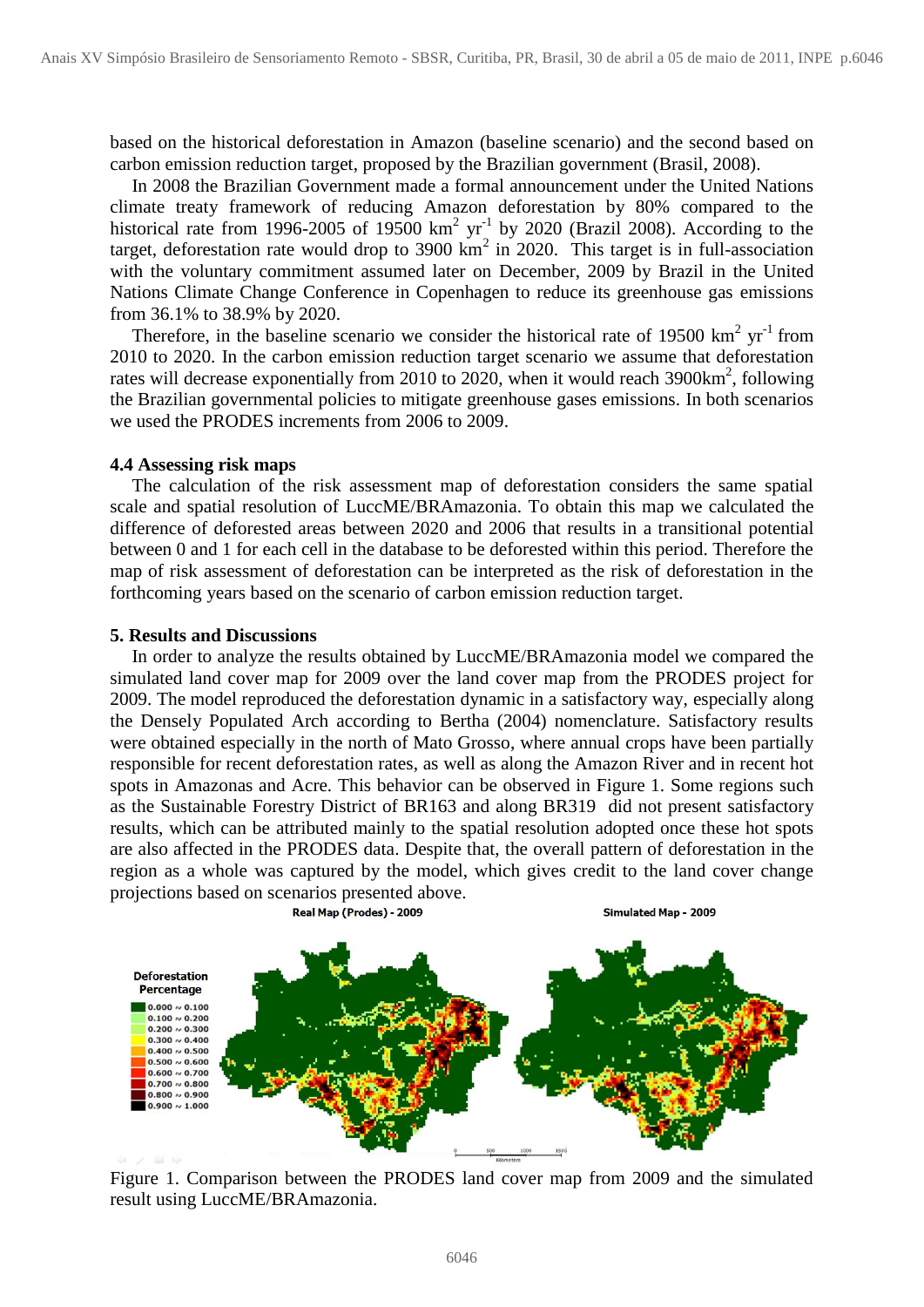based on the historical deforestation in Amazon (baseline scenario) and the second based on carbon emission reduction target, proposed by the Brazilian government (Brasil, 2008).

In 2008 the Brazilian Government made a formal announcement under the United Nations climate treaty framework of reducing Amazon deforestation by 80% compared to the historical rate from 1996-2005 of 19500 $km^2$ $yr^{-1}$ by 2020 (Brazil 2008). According to the target, deforestation rate would drop to 3900 $km^2$ in 2020. This target is in full-association with the voluntary commitment assumed later on December, 2009 by Brazil in the United Nations Climate Change Conference in Copenhagen to reduce its greenhouse gas emissions from 36.1% to 38.9% by 2020.

Therefore, in the baseline scenario we consider the historical rate of 19500 $km^2$ $yr^{-1}$ from 2010 to 2020. In the carbon emission reduction target scenario we assume that deforestation rates will decrease exponentially from 2010 to 2020, when it would reach 3900$km^2$, following the Brazilian governmental policies to mitigate greenhouse gases emissions. In both scenarios we used the PRODES increments from 2006 to 2009.

### 4.4 Assessing risk maps

The calculation of the risk assessment map of deforestation considers the same spatial scale and spatial resolution of LuccME/BRAmazonia. To obtain this map we calculated the difference of deforested areas between 2020 and 2006 that results in a transitional potential between 0 and 1 for each cell in the database to be deforested within this period. Therefore the map of risk assessment of deforestation can be interpreted as the risk of deforestation in the forthcoming years based on the scenario of carbon emission reduction target.

## 5. Results and Discussions

In order to analyze the results obtained by LuccME/BRAmazonia model we compared the simulated land cover map for 2009 over the land cover map from the PRODES project for 2009. The model reproduced the deforestation dynamic in a satisfactory way, especially along the Densely Populated Arch according to Bertha (2004) nomenclature. Satisfactory results were obtained especially in the north of Mato Grosso, where annual crops have been partially responsible for recent deforestation rates, as well as along the Amazon River and in recent hot spots in Amazonas and Acre. This behavior can be observed in Figure 1. Some regions such as the Sustainable Forestry District of BR163 and along BR319 did not present satisfactory results, which can be attributed mainly to the spatial resolution adopted once these hot spots are also affected in the PRODES data. Despite that, the overall pattern of deforestation in the region as a whole was captured by the model, which gives credit to the land cover change projections based on scenarios presented above.

Real Map (Prodes) - 2009

Simulated Map - 2009

Deforestation Percentage

0.000 ~ 0.100
0.100 ~ 0.200
0.200 ~ 0.300
0.300 ~ 0.400
0.400 ~ 0.500
0.500 ~ 0.600
0.600 ~ 0.700
0.700 ~ 0.800
0.800 ~ 0.900
0.900 ~ 1.000

0 500 1000 1500
Kilometers

Figure 1. Comparison between the PRODES land cover map from 2009 and the simulated result using LuccME/BRAmazonia.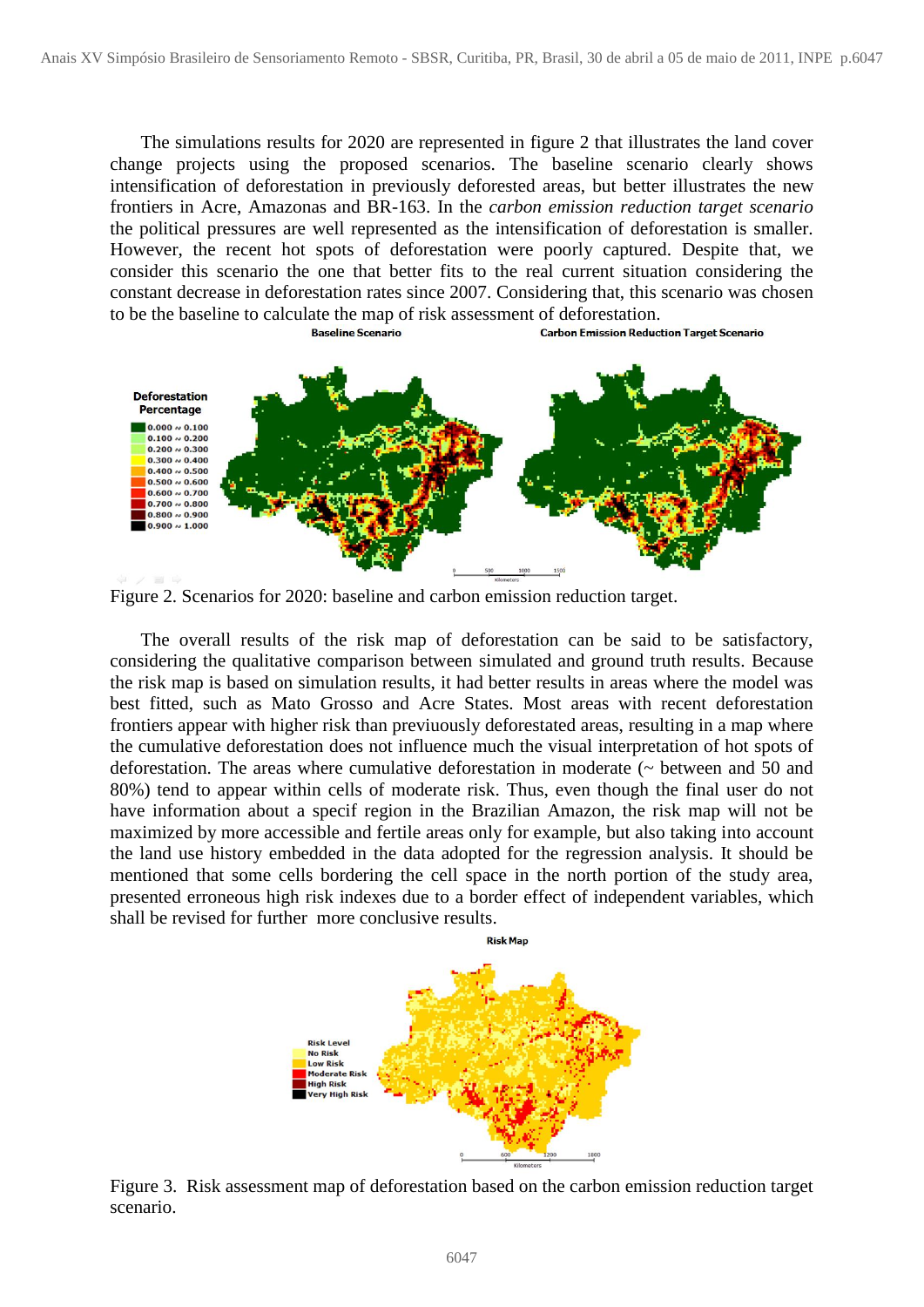The simulations results for 2020 are represented in figure 2 that illustrates the land cover change projects using the proposed scenarios. The baseline scenario clearly shows intensification of deforestation in previously deforested areas, but better illustrates the new frontiers in Acre, Amazonas and BR-163. In the *carbon emission reduction target scenario* the political pressures are well represented as the intensification of deforestation is smaller. However, the recent hot spots of deforestation were poorly captured. Despite that, we consider this scenario the one that better fits to the real current situation considering the constant decrease in deforestation rates since 2007. Considering that, this scenario was chosen to be the baseline to calculate the map of risk assessment of deforestation.

Baseline Scenario

Carbon Emission Reduction Target Scenario

Deforestation Percentage

0.000 ~ 0.100
0.100 ~ 0.200
0.200 ~ 0.300
0.300 ~ 0.400
0.400 ~ 0.500
0.500 ~ 0.600
0.600 ~ 0.700
0.700 ~ 0.800
0.800 ~ 0.900
0.900 ~ 1.000

0 500 1000 1500
Kilometers

Figure 2. Scenarios for 2020: baseline and carbon emission reduction target.

The overall results of the risk map of deforestation can be said to be satisfactory, considering the qualitative comparison between simulated and ground truth results. Because the risk map is based on simulation results, it had better results in areas where the model was best fitted, such as Mato Grosso and Acre States. Most areas with recent deforestation frontiers appear with higher risk than previuously deforestated areas, resulting in a map where the cumulative deforestation does not influence much the visual interpretation of hot spots of deforestation. The areas where cumulative deforestation in moderate (~ between and 50 and 80%) tend to appear within cells of moderate risk. Thus, even though the final user do not have information about a specif region in the Brazilian Amazon, the risk map will not be maximized by more accessible and fertile areas only for example, but also taking into account the land use history embedded in the data adopted for the regression analysis. It should be mentioned that some cells bordering the cell space in the north portion of the study area, presented erroneous high risk indexes due to a border effect of independent variables, which shall be revised for further more conclusive results.

Risk Map

Risk Level
No Risk
Low Risk
Moderate Risk
High Risk
Very High Risk

0 600 1200 1800
Kilometers

Figure 3. Risk assessment map of deforestation based on the carbon emission reduction target scenario.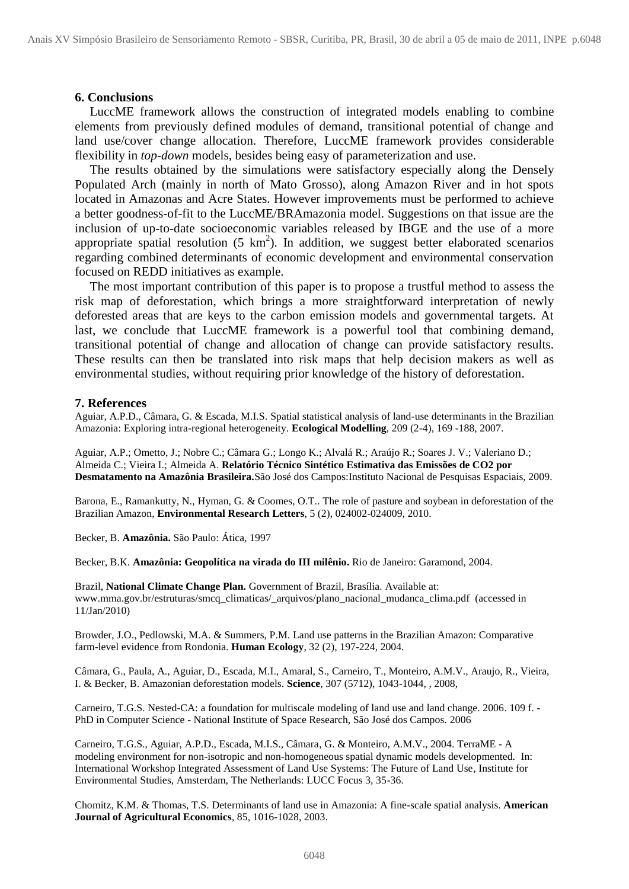## 6. Conclusions

LuccME framework allows the construction of integrated models enabling to combine elements from previously defined modules of demand, transitional potential of change and land use/cover change allocation. Therefore, LuccME framework provides considerable flexibility in *top-down* models, besides being easy of parameterization and use.

The results obtained by the simulations were satisfactory especially along the Densely Populated Arch (mainly in north of Mato Grosso), along Amazon River and in hot spots located in Amazonas and Acre States. However improvements must be performed to achieve a better goodness-of-fit to the LuccME/BRAmazonia model. Suggestions on that issue are the inclusion of up-to-date socioeconomic variables released by IBGE and the use of a more appropriate spatial resolution (5 $km^2$). In addition, we suggest better elaborated scenarios regarding combined determinants of economic development and environmental conservation focused on REDD initiatives as example.

The most important contribution of this paper is to propose a trustful method to assess the risk map of deforestation, which brings a more straightforward interpretation of newly deforested areas that are keys to the carbon emission models and governmental targets. At last, we conclude that LuccME framework is a powerful tool that combining demand, transitional potential of change and allocation of change can provide satisfactory results. These results can then be translated into risk maps that help decision makers as well as environmental studies, without requiring prior knowledge of the history of deforestation.

## 7. References

Aguiar, A.P.D., Câmara, G. & Escada, M.I.S. Spatial statistical analysis of land-use determinants in the Brazilian Amazonia: Exploring intra-regional heterogeneity. **Ecological Modelling**, 209 (2-4), 169 -188, 2007.

Aguiar, A.P.; Ometto, J.; Nobre C.; Câmara G.; Longo K.; Alvalá R.; Araújo R.; Soares J. V.; Valeriano D.; Almeida C.; Vieira I.; Almeida A. **Relatório Técnico Sintético Estimativa das Emissões de CO2 por Desmatamento na Amazônia Brasileira.**São José dos Campos:Instituto Nacional de Pesquisas Espaciais, 2009.

Barona, E., Ramankutty, N., Hyman, G. & Coomes, O.T.. The role of pasture and soybean in deforestation of the Brazilian Amazon, **Environmental Research Letters**, 5 (2), 024002-024009, 2010.

Becker, B. **Amazônia.** São Paulo: Ática, 1997

Becker, B.K. **Amazônia: Geopolítica na virada do III milênio.** Rio de Janeiro: Garamond, 2004.

Brazil, **National Climate Change Plan.** Government of Brazil, Brasília. Available at: www.mma.gov.br/estruturas/smcq_climaticas/_arquivos/plano_nacional_mudanca_clima.pdf (accessed in 11/Jan/2010)

Browder, J.O., Pedlowski, M.A. & Summers, P.M. Land use patterns in the Brazilian Amazon: Comparative farm-level evidence from Rondonia. **Human Ecology**, 32 (2), 197-224, 2004.

Câmara, G., Paula, A., Aguiar, D., Escada, M.I., Amaral, S., Carneiro, T., Monteiro, A.M.V., Araujo, R., Vieira, I. & Becker, B. Amazonian deforestation models. **Science**, 307 (5712), 1043-1044, , 2008,

Carneiro, T.G.S. Nested-CA: a foundation for multiscale modeling of land use and land change. 2006. 109 f. - PhD in Computer Science - National Institute of Space Research, São José dos Campos. 2006

Carneiro, T.G.S., Aguiar, A.P.D., Escada, M.I.S., Câmara, G. & Monteiro, A.M.V., 2004. TerraME - A modeling environment for non-isotropic and non-homogeneous spatial dynamic models developmented. In: International Workshop Integrated Assessment of Land Use Systems: The Future of Land Use, Institute for Environmental Studies, Amsterdam, The Netherlands: LUCC Focus 3, 35-36.

Chomitz, K.M. & Thomas, T.S. Determinants of land use in Amazonia: A fine-scale spatial analysis. **American Journal of Agricultural Economics**, 85, 1016-1028, 2003.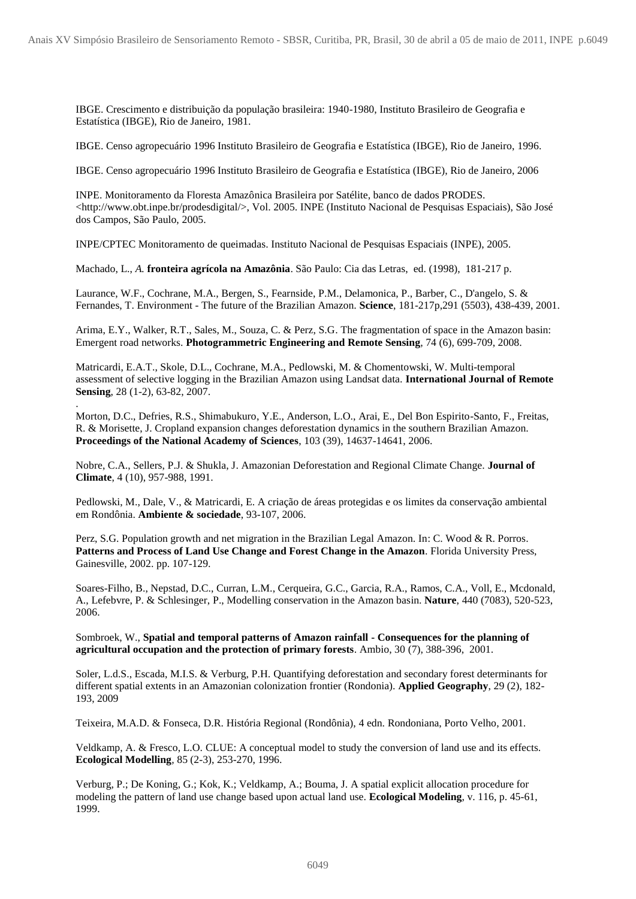IBGE. Crescimento e distribuição da população brasileira: 1940-1980, Instituto Brasileiro de Geografia e Estatística (IBGE), Rio de Janeiro, 1981.

IBGE. Censo agropecuário 1996 Instituto Brasileiro de Geografia e Estatística (IBGE), Rio de Janeiro, 1996.

IBGE. Censo agropecuário 1996 Instituto Brasileiro de Geografia e Estatística (IBGE), Rio de Janeiro, 2006

INPE. Monitoramento da Floresta Amazônica Brasileira por Satélite, banco de dados PRODES. <http://www.obt.inpe.br/prodesdigital/>, Vol. 2005. INPE (Instituto Nacional de Pesquisas Espaciais), São José dos Campos, São Paulo, 2005.

INPE/CPTEC Monitoramento de queimadas. Instituto Nacional de Pesquisas Espaciais (INPE), 2005.

Machado, L., *A.* **fronteira agrícola na Amazônia**. São Paulo: Cia das Letras, ed. (1998), 181-217 p.

Laurance, W.F., Cochrane, M.A., Bergen, S., Fearnside, P.M., Delamonica, P., Barber, C., D'angelo, S. & Fernandes, T. Environment - The future of the Brazilian Amazon. **Science**, 181-217p,291 (5503), 438-439, 2001.

Arima, E.Y., Walker, R.T., Sales, M., Souza, C. & Perz, S.G. The fragmentation of space in the Amazon basin: Emergent road networks. **Photogrammetric Engineering and Remote Sensing**, 74 (6), 699-709, 2008.

Matricardi, E.A.T., Skole, D.L., Cochrane, M.A., Pedlowski, M. & Chomentowski, W. Multi-temporal assessment of selective logging in the Brazilian Amazon using Landsat data. **International Journal of Remote Sensing**, 28 (1-2), 63-82, 2007.

.

Morton, D.C., Defries, R.S., Shimabukuro, Y.E., Anderson, L.O., Arai, E., Del Bon Espirito-Santo, F., Freitas, R. & Morisette, J. Cropland expansion changes deforestation dynamics in the southern Brazilian Amazon. **Proceedings of the National Academy of Sciences**, 103 (39), 14637-14641, 2006.

Nobre, C.A., Sellers, P.J. & Shukla, J. Amazonian Deforestation and Regional Climate Change. **Journal of Climate**, 4 (10), 957-988, 1991.

Pedlowski, M., Dale, V., & Matricardi, E. A criação de áreas protegidas e os limites da conservação ambiental em Rondônia. **Ambiente & sociedade**, 93-107, 2006.

Perz, S.G. Population growth and net migration in the Brazilian Legal Amazon. In: C. Wood & R. Porros. **Patterns and Process of Land Use Change and Forest Change in the Amazon**. Florida University Press, Gainesville, 2002. pp. 107-129.

Soares-Filho, B., Nepstad, D.C., Curran, L.M., Cerqueira, G.C., Garcia, R.A., Ramos, C.A., Voll, E., Mcdonald, A., Lefebvre, P. & Schlesinger, P., Modelling conservation in the Amazon basin. **Nature**, 440 (7083), 520-523, 2006.

Sombroek, W., **Spatial and temporal patterns of Amazon rainfall - Consequences for the planning of agricultural occupation and the protection of primary forests**. Ambio, 30 (7), 388-396, 2001.

Soler, L.d.S., Escada, M.I.S. & Verburg, P.H. Quantifying deforestation and secondary forest determinants for different spatial extents in an Amazonian colonization frontier (Rondonia). **Applied Geography**, 29 (2), 182-193, 2009

Teixeira, M.A.D. & Fonseca, D.R. História Regional (Rondônia), 4 edn. Rondoniana, Porto Velho, 2001.

Veldkamp, A. & Fresco, L.O. CLUE: A conceptual model to study the conversion of land use and its effects. **Ecological Modelling**, 85 (2-3), 253-270, 1996.

Verburg, P.; De Koning, G.; Kok, K.; Veldkamp, A.; Bouma, J. A spatial explicit allocation procedure for modeling the pattern of land use change based upon actual land use. **Ecological Modeling**, v. 116, p. 45-61, 1999.